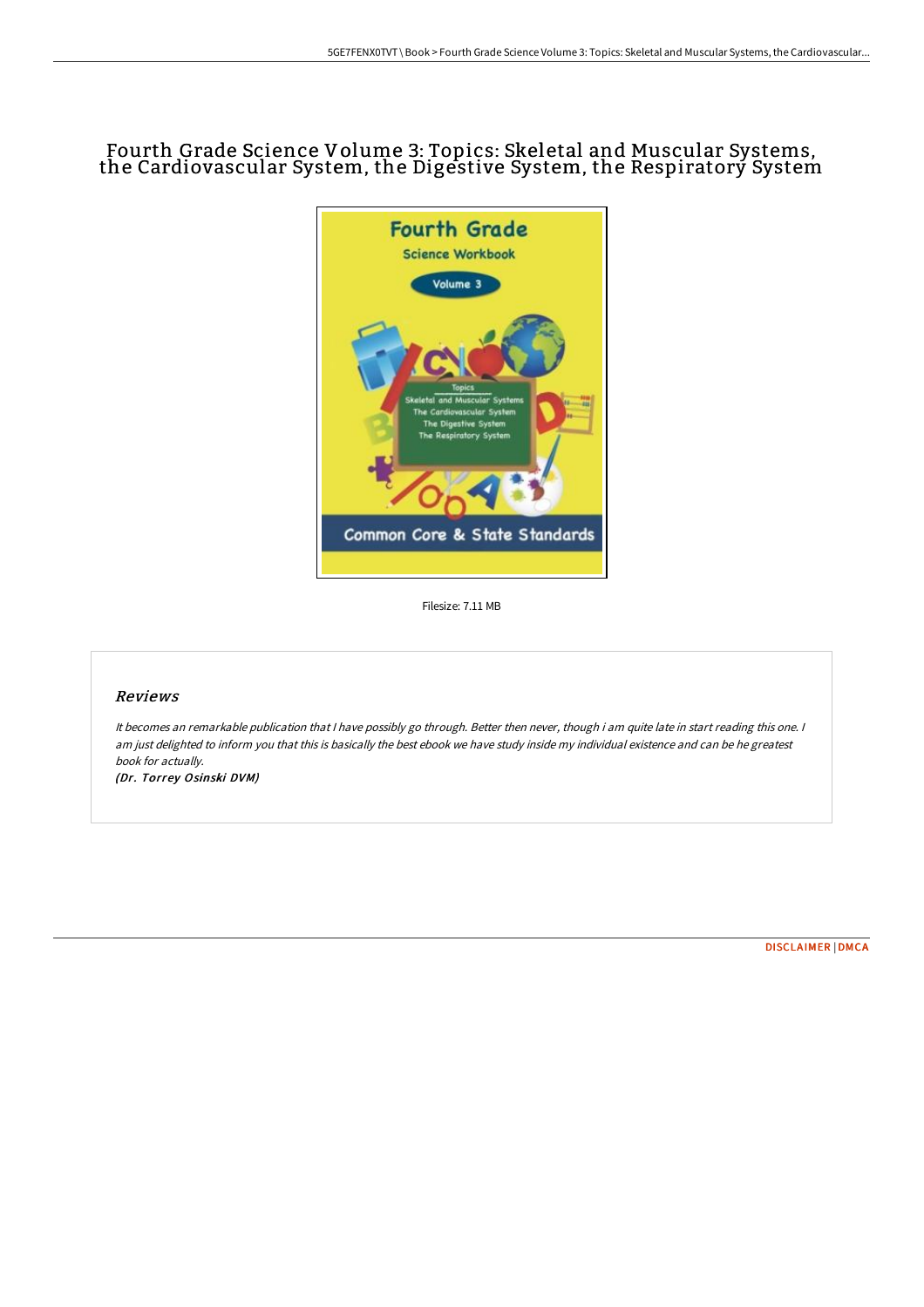# Fourth Grade Science Volume 3: Topics: Skeletal and Muscular Systems, the Cardiovascular System, the Digestive System, the Respiratory System

Filesize: 7.11 MB

## *Reviews*

*It becomes an remarkable publication that I have possibly go through. Better then never, though i am quite late in start reading this one. I am just delighted to inform you that this is basically the best ebook we have study inside my individual existence and can be he greatest book for actually.*

***(Dr. Torrey Osinski DVM)***

DISCLAIMER | DMCA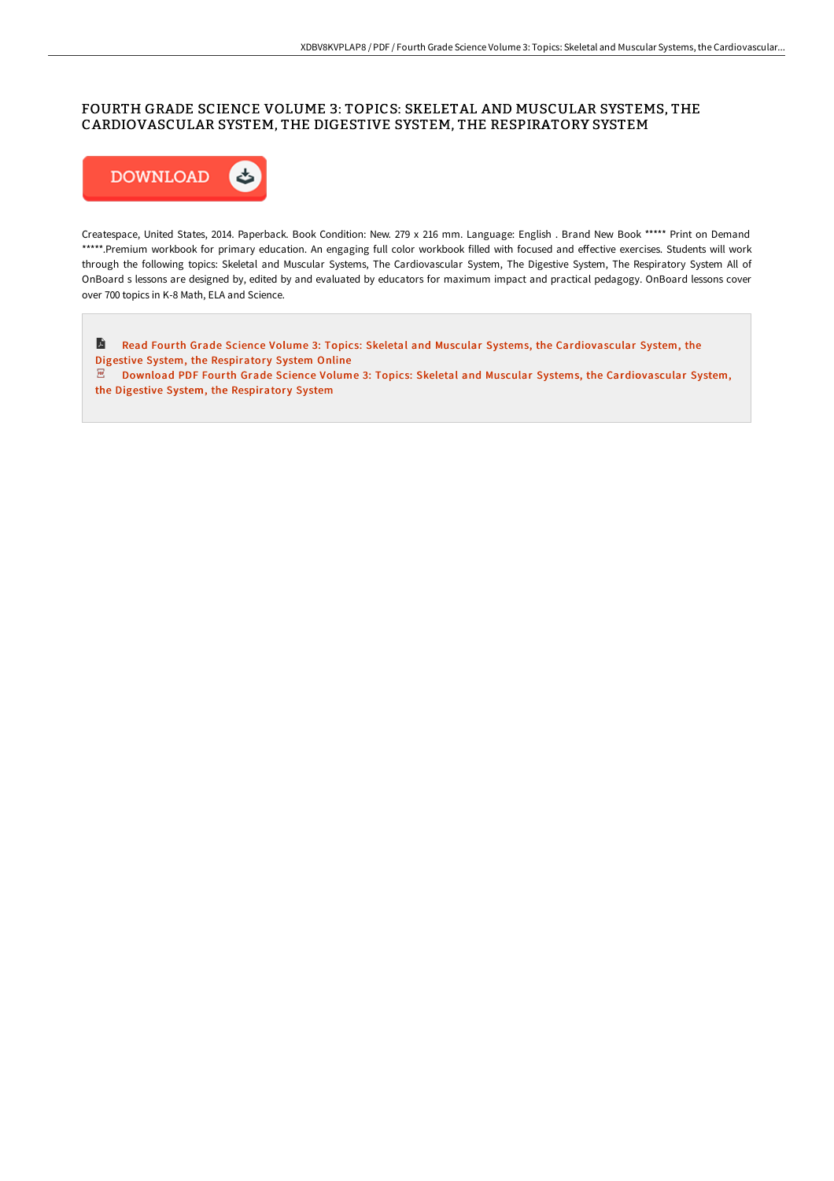## FOURTH GRADE SCIENCE VOLUME 3: TOPICS: SKELETAL AND MUSCULAR SYSTEMS, THE CARDIOVASCULAR SYSTEM, THE DIGESTIVE SYSTEM, THE RESPIRATORY SYSTEM

DOWNLOAD

Createspace, United States, 2014. Paperback. Book Condition: New. 279 x 216 mm. Language: English . Brand New Book ***** Print on Demand *****.Premium workbook for primary education. An engaging full color workbook filled with focused and effective exercises. Students will work through the following topics: Skeletal and Muscular Systems, The Cardiovascular System, The Digestive System, The Respiratory System All of OnBoard s lessons are designed by, edited by and evaluated by educators for maximum impact and practical pedagogy. OnBoard lessons cover over 700 topics in K-8 Math, ELA and Science.

Read Fourth Grade Science Volume 3: Topics: Skeletal and Muscular Systems, the Cardiovascular System, the Digestive System, the Respiratory System Online

Download PDF Fourth Grade Science Volume 3: Topics: Skeletal and Muscular Systems, the Cardiovascular System, the Digestive System, the Respiratory System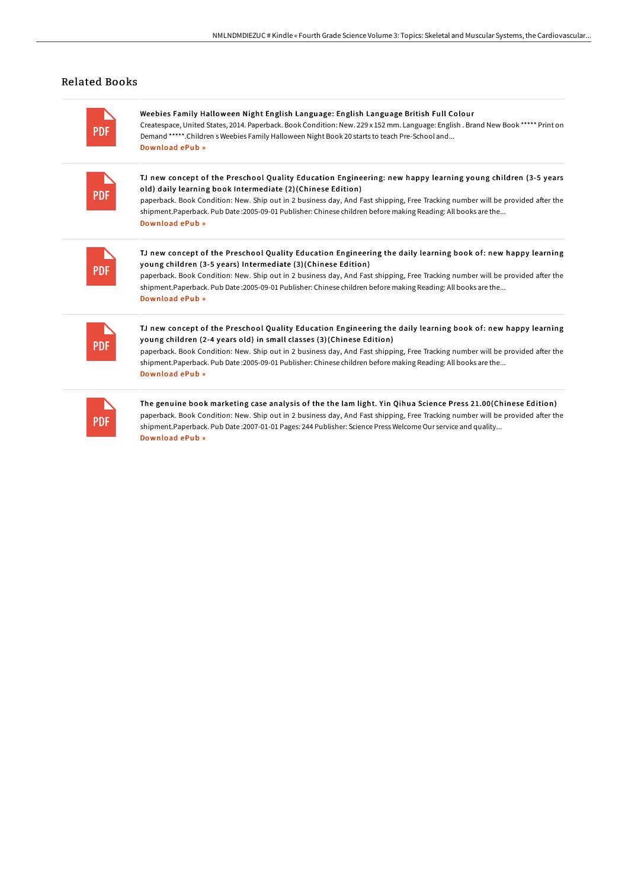## Related Books

**Weebies Family Halloween Night English Language: English Language British Full Colour**
Createspace, United States, 2014. Paperback. Book Condition: New. 229 x 152 mm. Language: English . Brand New Book ***** Print on Demand *****.Children s Weebies Family Halloween Night Book 20 starts to teach Pre-School and...
Download ePub »

**TJ new concept of the Preschool Quality Education Engineering: new happy learning young children (3-5 years old) daily learning book Intermediate (2)(Chinese Edition)**
paperback. Book Condition: New. Ship out in 2 business day, And Fast shipping, Free Tracking number will be provided after the shipment.Paperback. Pub Date :2005-09-01 Publisher: Chinese children before making Reading: All books are the...
Download ePub »

**TJ new concept of the Preschool Quality Education Engineering the daily learning book of: new happy learning young children (3-5 years) Intermediate (3)(Chinese Edition)**
paperback. Book Condition: New. Ship out in 2 business day, And Fast shipping, Free Tracking number will be provided after the shipment.Paperback. Pub Date :2005-09-01 Publisher: Chinese children before making Reading: All books are the...
Download ePub »

**TJ new concept of the Preschool Quality Education Engineering the daily learning book of: new happy learning young children (2-4 years old) in small classes (3)(Chinese Edition)**
paperback. Book Condition: New. Ship out in 2 business day, And Fast shipping, Free Tracking number will be provided after the shipment.Paperback. Pub Date :2005-09-01 Publisher: Chinese children before making Reading: All books are the...
Download ePub »

**The genuine book marketing case analysis of the the lam light. Yin Qihua Science Press 21.00(Chinese Edition)**
paperback. Book Condition: New. Ship out in 2 business day, And Fast shipping, Free Tracking number will be provided after the shipment.Paperback. Pub Date :2007-01-01 Pages: 244 Publisher: Science Press Welcome Our service and quality...
Download ePub »